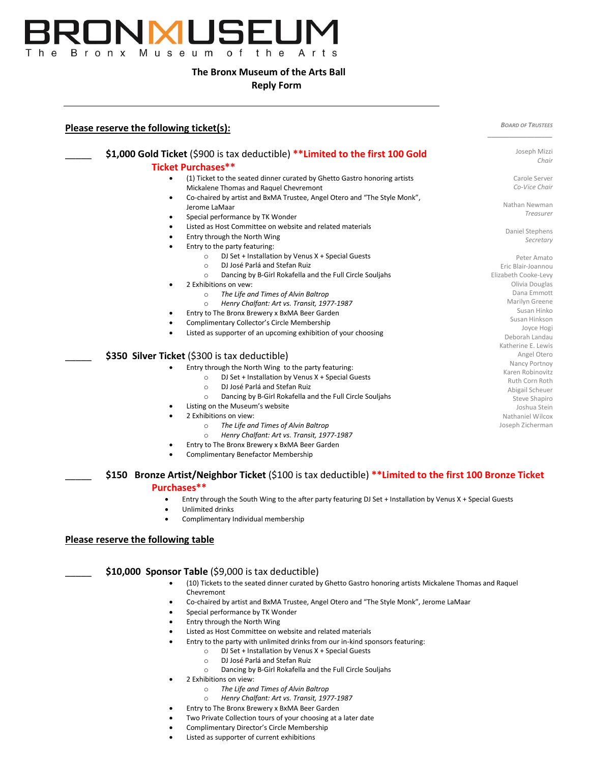# BRONXMUSEUM

The Bronx Museum of the Arts

## The Bronx Museum of the Arts Ball
## Reply Form

---

**Please reserve the following ticket(s):**

_____ **$1,000 Gold Ticket** ($900 is tax deductible) **\*\*Limited to the first 100 Gold Ticket Purchases\*\***

- (1) Ticket to the seated dinner curated by Ghetto Gastro honoring artists Mickalene Thomas and Raquel Chevremont
- Co-chaired by artist and BxMA Trustee, Angel Otero and "The Style Monk", Jerome LaMaar
- Special performance by TK Wonder
- Listed as Host Committee on website and related materials
- Entry through the North Wing
- Entry to the party featuring:
  - DJ Set + Installation by Venus X + Special Guests
  - DJ José Parlá and Stefan Ruiz
  - Dancing by B-Girl Rokafella and the Full Circle Souljahs
- 2 Exhibitions on vew:
  - *The Life and Times of Alvin Baltrop*
  - *Henry Chalfant: Art vs. Transit, 1977-1987*
- Entry to The Bronx Brewery x BxMA Beer Garden
- Complimentary Collector's Circle Membership
- Listed as supporter of an upcoming exhibition of your choosing

_____ **$350 Silver Ticket** ($300 is tax deductible)

- Entry through the North Wing to the party featuring:
  - DJ Set + Installation by Venus X + Special Guests
  - DJ José Parlá and Stefan Ruiz
  - Dancing by B-Girl Rokafella and the Full Circle Souljahs
- Listing on the Museum's website
- 2 Exhibitions on view:
  - *The Life and Times of Alvin Baltrop*
  - *Henry Chalfant: Art vs. Transit, 1977-1987*
- Entry to The Bronx Brewery x BxMA Beer Garden
- Complimentary Benefactor Membership

_____ **$150 Bronze Artist/Neighbor Ticket** ($100 is tax deductible) **\*\*Limited to the first 100 Bronze Ticket Purchases\*\***

- Entry through the South Wing to the after party featuring DJ Set + Installation by Venus X + Special Guests
- Unlimited drinks
- Complimentary Individual membership

**Please reserve the following table**

_____ **$10,000 Sponsor Table** ($9,000 is tax deductible)

- (10) Tickets to the seated dinner curated by Ghetto Gastro honoring artists Mickalene Thomas and Raquel Chevremont
- Co-chaired by artist and BxMA Trustee, Angel Otero and "The Style Monk", Jerome LaMaar
- Special performance by TK Wonder
- Entry through the North Wing
- Listed as Host Committee on website and related materials
- Entry to the party with unlimited drinks from our in-kind sponsors featuring:
  - DJ Set + Installation by Venus X + Special Guests
  - DJ José Parlá and Stefan Ruiz
  - Dancing by B-Girl Rokafella and the Full Circle Souljahs
- 2 Exhibitions on view:
  - *The Life and Times of Alvin Baltrop*
  - *Henry Chalfant: Art vs. Transit, 1977-1987*
- Entry to The Bronx Brewery x BxMA Beer Garden
- Two Private Collection tours of your choosing at a later date
- Complimentary Director's Circle Membership
- Listed as supporter of current exhibitions

---

*BOARD OF TRUSTEES*

Joseph Mizzi
*Chair*

Carole Server
*Co-Vice Chair*

Nathan Newman
*Treasurer*

Daniel Stephens
*Secretary*

Peter Amato
Eric Blair-Joannou
Elizabeth Cooke-Levy
Olivia Douglas
Dana Emmott
Marilyn Greene
Susan Hinko
Susan Hinkson
Joyce Hogi
Deborah Landau
Katherine E. Lewis
Angel Otero
Nancy Portnoy
Karen Robinovitz
Ruth Corn Roth
Abigail Scheuer
Steve Shapiro
Joshua Stein
Nathaniel Wilcox
Joseph Zicherman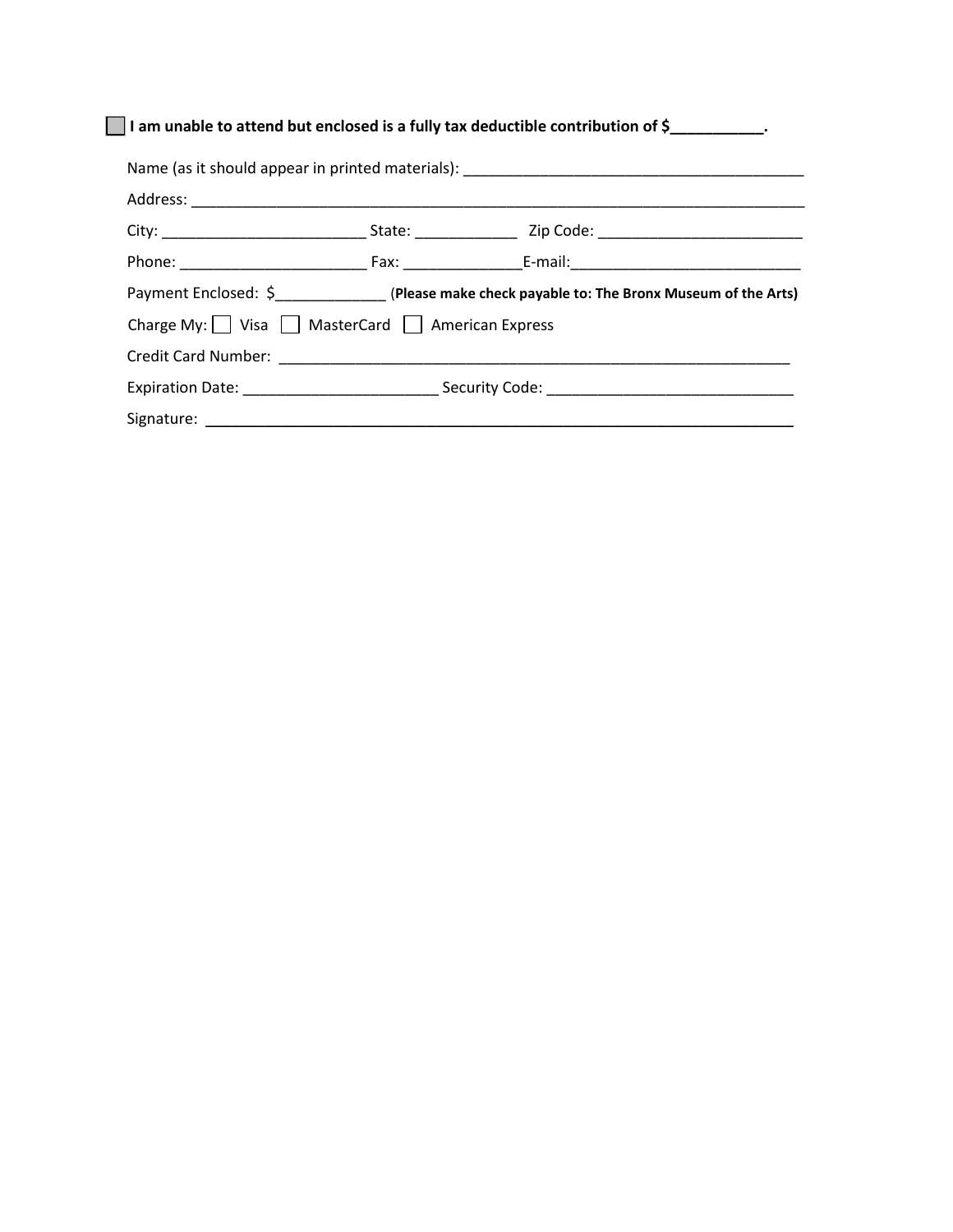☐ **I am unable to attend but enclosed is a fully tax deductible contribution of $___________.**

Name (as it should appear in printed materials): ________________________________________

Address: ___________________________________________________________________________

City: ________________________ State: ____________ Zip Code: ________________________

Phone: ______________________ Fax: ______________E-mail:___________________________

Payment Enclosed: $_____________ (**Please make check payable to: The Bronx Museum of the Arts**)

Charge My: ☐ Visa ☐ MasterCard ☐ American Express

Credit Card Number: ______________________________________________________________

Expiration Date: _______________________ Security Code: _____________________________

Signature: ________________________________________________________________________